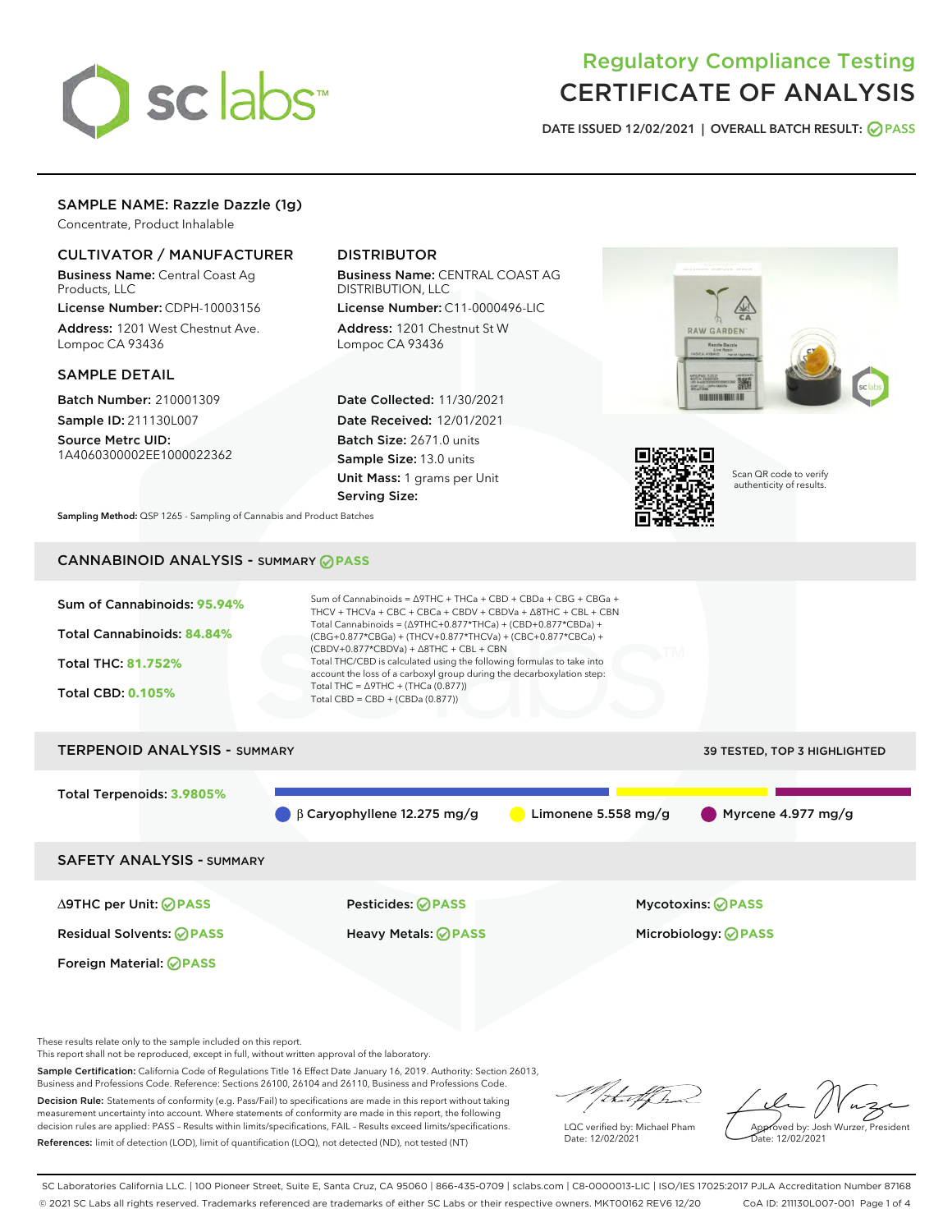# Regulatory Compliance Testing
# CERTIFICATE OF ANALYSIS

DATE ISSUED 12/02/2021 | OVERALL BATCH RESULT: PASS

## SAMPLE NAME: Razzle Dazzle (1g)

Concentrate, Product Inhalable

### CULTIVATOR / MANUFACTURER

**Business Name:** Central Coast Ag Products, LLC

**License Number:** CDPH-10003156

**Address:** 1201 West Chestnut Ave. Lompoc CA 93436

### DISTRIBUTOR

**Business Name:** CENTRAL COAST AG DISTRIBUTION, LLC

**License Number:** C11-0000496-LIC

**Address:** 1201 Chestnut St W Lompoc CA 93436

### SAMPLE DETAIL

**Batch Number:** 210001309

**Sample ID:** 211130L007

**Source Metrc UID:** 1A4060300002EE1000022362

**Date Collected:** 11/30/2021

**Date Received:** 12/01/2021

**Batch Size:** 2671.0 units

**Sample Size:** 13.0 units

**Unit Mass:** 1 grams per Unit

**Serving Size:**

Scan QR code to verify authenticity of results.

**Sampling Method:** QSP 1265 - Sampling of Cannabis and Product Batches

## CANNABINOID ANALYSIS - SUMMARY PASS

**Sum of Cannabinoids: 95.94%**

**Total Cannabinoids: 84.84%**

**Total THC: 81.752%**

**Total CBD: 0.105%**

Sum of Cannabinoids = Δ9THC + THCa + CBD + CBDa + CBG + CBGa + THCV + THCVa + CBC + CBCa + CBDV + CBDVa + Δ8THC + CBL + CBN

Total Cannabinoids = (Δ9THC+0.877*THCa) + (CBD+0.877*CBDa) + (CBG+0.877*CBGa) + (THCV+0.877*THCVa) + (CBC+0.877*CBCa) + (CBDV+0.877*CBDVa) + Δ8THC + CBL + CBN

Total THC/CBD is calculated using the following formulas to take into account the loss of a carboxyl group during the decarboxylation step:

Total THC = Δ9THC + (THCa (0.877))

Total CBD = CBD + (CBDa (0.877))

## TERPENOID ANALYSIS - SUMMARY

39 TESTED, TOP 3 HIGHLIGHTED

**Total Terpenoids: 3.9805%**

β Caryophyllene 12.275 mg/g | Limonene 5.558 mg/g | Myrcene 4.977 mg/g

## SAFETY ANALYSIS - SUMMARY

| | | |
|---|---|---|
| Δ9THC per Unit: PASS | Pesticides: PASS | Mycotoxins: PASS |
| Residual Solvents: PASS | Heavy Metals: PASS | Microbiology: PASS |
| Foreign Material: PASS | | |

These results relate only to the sample included on this report.
This report shall not be reproduced, except in full, without written approval of the laboratory.

**Sample Certification:** California Code of Regulations Title 16 Effect Date January 16, 2019. Authority: Section 26013, Business and Professions Code. Reference: Sections 26100, 26104 and 26110, Business and Professions Code.

**Decision Rule:** Statements of conformity (e.g. Pass/Fail) to specifications are made in this report without taking measurement uncertainty into account. Where statements of conformity are made in this report, the following decision rules are applied: PASS – Results within limits/specifications, FAIL – Results exceed limits/specifications.

**References:** limit of detection (LOD), limit of quantification (LOQ), not detected (ND), not tested (NT)

LQC verified by: Michael Pham
Date: 12/02/2021

Approved by: Josh Wurzer, President
Date: 12/02/2021

SC Laboratories California LLC. | 100 Pioneer Street, Suite E, Santa Cruz, CA 95060 | 866-435-0709 | sclabs.com | C8-0000013-LIC | ISO/IES 17025:2017 PJLA Accreditation Number 87168
© 2021 SC Labs all rights reserved. Trademarks referenced are trademarks of either SC Labs or their respective owners. MKT00162 REV6 12/20 CoA ID: 211130L007-001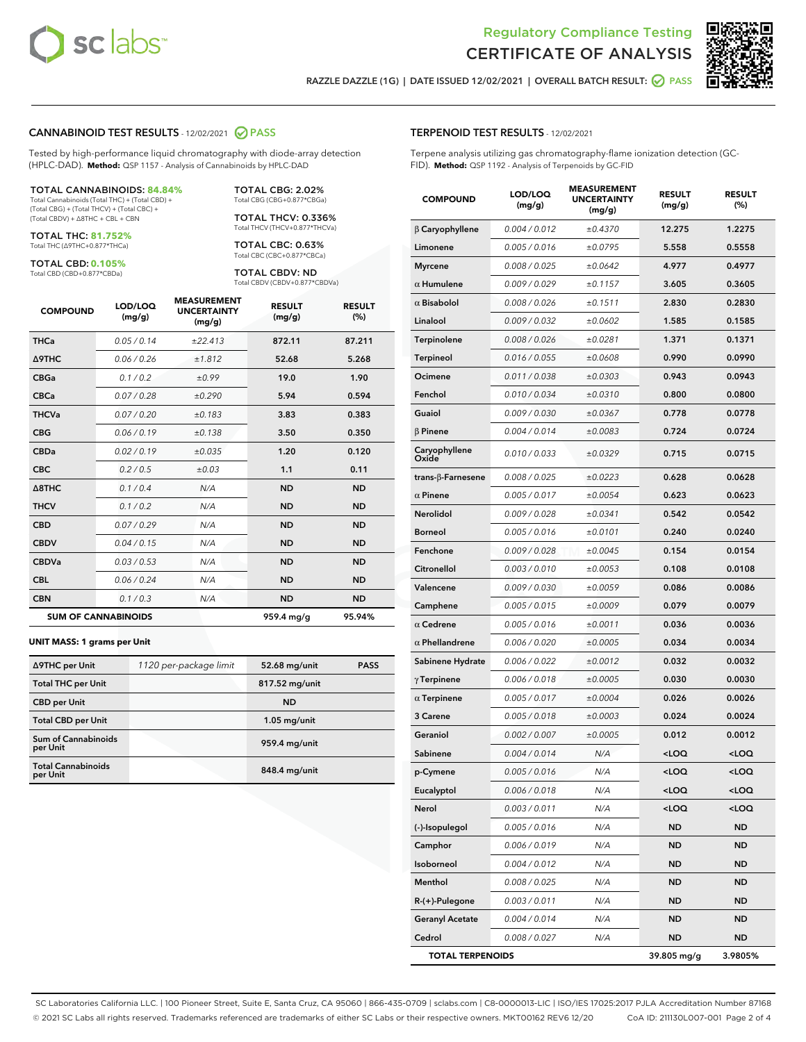# Regulatory Compliance Testing
# CERTIFICATE OF ANALYSIS

RAZZLE DAZZLE (1G) | DATE ISSUED 12/02/2021 | OVERALL BATCH RESULT: PASS

## CANNABINOID TEST RESULTS - 12/02/2021 PASS

Tested by high-performance liquid chromatography with diode-array detection (HPLC-DAD). **Method:** QSP 1157 - Analysis of Cannabinoids by HPLC-DAD

**TOTAL CANNABINOIDS: 84.84%**
Total Cannabinoids (Total THC) + (Total CBD) + (Total CBG) + (Total THCV) + (Total CBC) + (Total CBDV) + Δ8THC + CBL + CBN

**TOTAL THC: 81.752%**
Total THC (Δ9THC+0.877*THCa)

**TOTAL CBD: 0.105%**
Total CBD (CBD+0.877*CBDa)

**TOTAL CBG: 2.02%**
Total CBG (CBG+0.877*CBGa)

**TOTAL THCV: 0.336%**
Total THCV (THCV+0.877*THCVa)

**TOTAL CBC: 0.63%**
Total CBC (CBC+0.877*CBCa)

**TOTAL CBDV: ND**
Total CBDV (CBDV+0.877*CBDVa)

| COMPOUND | LOD/LOQ (mg/g) | MEASUREMENT UNCERTAINTY (mg/g) | RESULT (mg/g) | RESULT (%) |
|---|---|---|---|---|
| THCa | 0.05 / 0.14 | ±22.413 | 872.11 | 87.211 |
| Δ9THC | 0.06 / 0.26 | ±1.812 | 52.68 | 5.268 |
| CBGa | 0.1 / 0.2 | ±0.99 | 19.0 | 1.90 |
| CBCa | 0.07 / 0.28 | ±0.290 | 5.94 | 0.594 |
| THCVa | 0.07 / 0.20 | ±0.183 | 3.83 | 0.383 |
| CBG | 0.06 / 0.19 | ±0.138 | 3.50 | 0.350 |
| CBDa | 0.02 / 0.19 | ±0.035 | 1.20 | 0.120 |
| CBC | 0.2 / 0.5 | ±0.03 | 1.1 | 0.11 |
| Δ8THC | 0.1 / 0.4 | N/A | ND | ND |
| THCV | 0.1 / 0.2 | N/A | ND | ND |
| CBD | 0.07 / 0.29 | N/A | ND | ND |
| CBDV | 0.04 / 0.15 | N/A | ND | ND |
| CBDVa | 0.03 / 0.53 | N/A | ND | ND |
| CBL | 0.06 / 0.24 | N/A | ND | ND |
| CBN | 0.1 / 0.3 | N/A | ND | ND |
| **SUM OF CANNABINOIDS** | | | **959.4 mg/g** | **95.94%** |

**UNIT MASS: 1 grams per Unit**

| | | | |
|---|---|---|---|
| Δ9THC per Unit | 1120 per-package limit | 52.68 mg/unit | PASS |
| Total THC per Unit | | 817.52 mg/unit | |
| CBD per Unit | | ND | |
| Total CBD per Unit | | 1.05 mg/unit | |
| Sum of Cannabinoids per Unit | | 959.4 mg/unit | |
| Total Cannabinoids per Unit | | 848.4 mg/unit | |

## TERPENOID TEST RESULTS - 12/02/2021

Terpene analysis utilizing gas chromatography-flame ionization detection (GC-FID). **Method:** QSP 1192 - Analysis of Terpenoids by GC-FID

| COMPOUND | LOD/LOQ (mg/g) | MEASUREMENT UNCERTAINTY (mg/g) | RESULT (mg/g) | RESULT (%) |
|---|---|---|---|---|
| β Caryophyllene | 0.004 / 0.012 | ±0.4370 | 12.275 | 1.2275 |
| Limonene | 0.005 / 0.016 | ±0.0795 | 5.558 | 0.5558 |
| Myrcene | 0.008 / 0.025 | ±0.0642 | 4.977 | 0.4977 |
| α Humulene | 0.009 / 0.029 | ±0.1157 | 3.605 | 0.3605 |
| α Bisabolol | 0.008 / 0.026 | ±0.1511 | 2.830 | 0.2830 |
| Linalool | 0.009 / 0.032 | ±0.0602 | 1.585 | 0.1585 |
| Terpinolene | 0.008 / 0.026 | ±0.0281 | 1.371 | 0.1371 |
| Terpineol | 0.016 / 0.055 | ±0.0608 | 0.990 | 0.0990 |
| Ocimene | 0.011 / 0.038 | ±0.0303 | 0.943 | 0.0943 |
| Fenchol | 0.010 / 0.034 | ±0.0310 | 0.800 | 0.0800 |
| Guaiol | 0.009 / 0.030 | ±0.0367 | 0.778 | 0.0778 |
| β Pinene | 0.004 / 0.014 | ±0.0083 | 0.724 | 0.0724 |
| Caryophyllene Oxide | 0.010 / 0.033 | ±0.0329 | 0.715 | 0.0715 |
| trans-β-Farnesene | 0.008 / 0.025 | ±0.0223 | 0.628 | 0.0628 |
| α Pinene | 0.005 / 0.017 | ±0.0054 | 0.623 | 0.0623 |
| Nerolidol | 0.009 / 0.028 | ±0.0341 | 0.542 | 0.0542 |
| Borneol | 0.005 / 0.016 | ±0.0101 | 0.240 | 0.0240 |
| Fenchone | 0.009 / 0.028 | ±0.0045 | 0.154 | 0.0154 |
| Citronellol | 0.003 / 0.010 | ±0.0053 | 0.108 | 0.0108 |
| Valencene | 0.009 / 0.030 | ±0.0059 | 0.086 | 0.0086 |
| Camphene | 0.005 / 0.015 | ±0.0009 | 0.079 | 0.0079 |
| α Cedrene | 0.005 / 0.016 | ±0.0011 | 0.036 | 0.0036 |
| α Phellandrene | 0.006 / 0.020 | ±0.0005 | 0.034 | 0.0034 |
| Sabinene Hydrate | 0.006 / 0.022 | ±0.0012 | 0.032 | 0.0032 |
| γ Terpinene | 0.006 / 0.018 | ±0.0005 | 0.030 | 0.0030 |
| α Terpinene | 0.005 / 0.017 | ±0.0004 | 0.026 | 0.0026 |
| 3 Carene | 0.005 / 0.018 | ±0.0003 | 0.024 | 0.0024 |
| Geraniol | 0.002 / 0.007 | ±0.0005 | 0.012 | 0.0012 |
| Sabinene | 0.004 / 0.014 | N/A | <LOQ | <LOQ |
| p-Cymene | 0.005 / 0.016 | N/A | <LOQ | <LOQ |
| Eucalyptol | 0.006 / 0.018 | N/A | <LOQ | <LOQ |
| Nerol | 0.003 / 0.011 | N/A | <LOQ | <LOQ |
| (-)-Isopulegol | 0.005 / 0.016 | N/A | ND | ND |
| Camphor | 0.006 / 0.019 | N/A | ND | ND |
| Isoborneol | 0.004 / 0.012 | N/A | ND | ND |
| Menthol | 0.008 / 0.025 | N/A | ND | ND |
| R-(+)-Pulegone | 0.003 / 0.011 | N/A | ND | ND |
| Geranyl Acetate | 0.004 / 0.014 | N/A | ND | ND |
| Cedrol | 0.008 / 0.027 | N/A | ND | ND |
| **TOTAL TERPENOIDS** | | | **39.805 mg/g** | **3.9805%** |

SC Laboratories California LLC. | 100 Pioneer Street, Suite E, Santa Cruz, CA 95060 | 866-435-0709 | sclabs.com | C8-0000013-LIC | ISO/IES 17025:2017 PJLA Accreditation Number 87168
© 2021 SC Labs all rights reserved. Trademarks referenced are trademarks of either SC Labs or their respective owners. MKT00162 REV6 12/20 CoA ID: 211130L007-001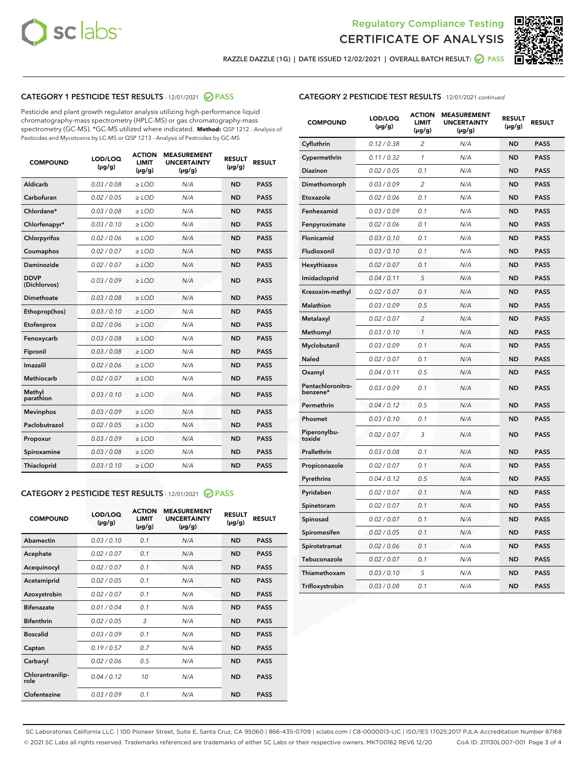RAZZLE DAZZLE (1G) | DATE ISSUED 12/02/2021 | OVERALL BATCH RESULT: PASS

## CATEGORY 1 PESTICIDE TEST RESULTS - 12/01/2021 PASS

Pesticide and plant growth regulator analysis utilizing high-performance liquid chromatography-mass spectrometry (HPLC-MS) or gas chromatography-mass spectrometry (GC-MS). *GC-MS utilized where indicated. **Method:** QSP 1212 - Analysis of Pesticides and Mycotoxins by LC-MS or QSP 1213 - Analysis of Pesticides by GC-MS

| COMPOUND | LOD/LOQ (µg/g) | ACTION LIMIT (µg/g) | MEASUREMENT UNCERTAINTY (µg/g) | RESULT (µg/g) | RESULT |
|---|---|---|---|---|---|
| Aldicarb | 0.03 / 0.08 | ≥ LOD | N/A | ND | PASS |
| Carbofuran | 0.02 / 0.05 | ≥ LOD | N/A | ND | PASS |
| Chlordane* | 0.03 / 0.08 | ≥ LOD | N/A | ND | PASS |
| Chlorfenapyr* | 0.03 / 0.10 | ≥ LOD | N/A | ND | PASS |
| Chlorpyrifos | 0.02 / 0.06 | ≥ LOD | N/A | ND | PASS |
| Coumaphos | 0.02 / 0.07 | ≥ LOD | N/A | ND | PASS |
| Daminozide | 0.02 / 0.07 | ≥ LOD | N/A | ND | PASS |
| DDVP (Dichlorvos) | 0.03 / 0.09 | ≥ LOD | N/A | ND | PASS |
| Dimethoate | 0.03 / 0.08 | ≥ LOD | N/A | ND | PASS |
| Ethoprop(hos) | 0.03 / 0.10 | ≥ LOD | N/A | ND | PASS |
| Etofenprox | 0.02 / 0.06 | ≥ LOD | N/A | ND | PASS |
| Fenoxycarb | 0.03 / 0.08 | ≥ LOD | N/A | ND | PASS |
| Fipronil | 0.03 / 0.08 | ≥ LOD | N/A | ND | PASS |
| Imazalil | 0.02 / 0.06 | ≥ LOD | N/A | ND | PASS |
| Methiocarb | 0.02 / 0.07 | ≥ LOD | N/A | ND | PASS |
| Methyl parathion | 0.03 / 0.10 | ≥ LOD | N/A | ND | PASS |
| Mevinphos | 0.03 / 0.09 | ≥ LOD | N/A | ND | PASS |
| Paclobutrazol | 0.02 / 0.05 | ≥ LOD | N/A | ND | PASS |
| Propoxur | 0.03 / 0.09 | ≥ LOD | N/A | ND | PASS |
| Spiroxamine | 0.03 / 0.08 | ≥ LOD | N/A | ND | PASS |
| Thiacloprid | 0.03 / 0.10 | ≥ LOD | N/A | ND | PASS |

## CATEGORY 2 PESTICIDE TEST RESULTS - 12/01/2021 PASS

| COMPOUND | LOD/LOQ (µg/g) | ACTION LIMIT (µg/g) | MEASUREMENT UNCERTAINTY (µg/g) | RESULT (µg/g) | RESULT |
|---|---|---|---|---|---|
| Abamectin | 0.03 / 0.10 | 0.1 | N/A | ND | PASS |
| Acephate | 0.02 / 0.07 | 0.1 | N/A | ND | PASS |
| Acequinocyl | 0.02 / 0.07 | 0.1 | N/A | ND | PASS |
| Acetamiprid | 0.02 / 0.05 | 0.1 | N/A | ND | PASS |
| Azoxystrobin | 0.02 / 0.07 | 0.1 | N/A | ND | PASS |
| Bifenazate | 0.01 / 0.04 | 0.1 | N/A | ND | PASS |
| Bifenthrin | 0.02 / 0.05 | 3 | N/A | ND | PASS |
| Boscalid | 0.03 / 0.09 | 0.1 | N/A | ND | PASS |
| Captan | 0.19 / 0.57 | 0.7 | N/A | ND | PASS |
| Carbaryl | 0.02 / 0.06 | 0.5 | N/A | ND | PASS |
| Chlorantraniliprole | 0.04 / 0.12 | 10 | N/A | ND | PASS |
| Clofentezine | 0.03 / 0.09 | 0.1 | N/A | ND | PASS |
| Cyfluthrin | 0.12 / 0.38 | 2 | N/A | ND | PASS |
| Cypermethrin | 0.11 / 0.32 | 1 | N/A | ND | PASS |
| Diazinon | 0.02 / 0.05 | 0.1 | N/A | ND | PASS |
| Dimethomorph | 0.03 / 0.09 | 2 | N/A | ND | PASS |
| Etoxazole | 0.02 / 0.06 | 0.1 | N/A | ND | PASS |
| Fenhexamid | 0.03 / 0.09 | 0.1 | N/A | ND | PASS |
| Fenpyroximate | 0.02 / 0.06 | 0.1 | N/A | ND | PASS |
| Flonicamid | 0.03 / 0.10 | 0.1 | N/A | ND | PASS |
| Fludioxonil | 0.03 / 0.10 | 0.1 | N/A | ND | PASS |
| Hexythiazox | 0.02 / 0.07 | 0.1 | N/A | ND | PASS |
| Imidacloprid | 0.04 / 0.11 | 5 | N/A | ND | PASS |
| Kresoxim-methyl | 0.02 / 0.07 | 0.1 | N/A | ND | PASS |
| Malathion | 0.03 / 0.09 | 0.5 | N/A | ND | PASS |
| Metalaxyl | 0.02 / 0.07 | 2 | N/A | ND | PASS |
| Methomyl | 0.03 / 0.10 | 1 | N/A | ND | PASS |
| Myclobutanil | 0.03 / 0.09 | 0.1 | N/A | ND | PASS |
| Naled | 0.02 / 0.07 | 0.1 | N/A | ND | PASS |
| Oxamyl | 0.04 / 0.11 | 0.5 | N/A | ND | PASS |
| Pentachloronitrobenzene* | 0.03 / 0.09 | 0.1 | N/A | ND | PASS |
| Permethrin | 0.04 / 0.12 | 0.5 | N/A | ND | PASS |
| Phosmet | 0.03 / 0.10 | 0.1 | N/A | ND | PASS |
| Piperonylbutoxide | 0.02 / 0.07 | 3 | N/A | ND | PASS |
| Prallethrin | 0.03 / 0.08 | 0.1 | N/A | ND | PASS |
| Propiconazole | 0.02 / 0.07 | 0.1 | N/A | ND | PASS |
| Pyrethrins | 0.04 / 0.12 | 0.5 | N/A | ND | PASS |
| Pyridaben | 0.02 / 0.07 | 0.1 | N/A | ND | PASS |
| Spinetoram | 0.02 / 0.07 | 0.1 | N/A | ND | PASS |
| Spinosad | 0.02 / 0.07 | 0.1 | N/A | ND | PASS |
| Spiromesifen | 0.02 / 0.05 | 0.1 | N/A | ND | PASS |
| Spirotetramat | 0.02 / 0.06 | 0.1 | N/A | ND | PASS |
| Tebuconazole | 0.02 / 0.07 | 0.1 | N/A | ND | PASS |
| Thiamethoxam | 0.03 / 0.10 | 5 | N/A | ND | PASS |
| Trifloxystrobin | 0.03 / 0.08 | 0.1 | N/A | ND | PASS |

SC Laboratories California LLC. | 100 Pioneer Street, Suite E, Santa Cruz, CA 95060 | 866-435-0709 | sclabs.com | C8-0000013-LIC | ISO/IES 17025:2017 PJLA Accreditation Number 87168
© 2021 SC Labs all rights reserved. Trademarks referenced are trademarks of either SC Labs or their respective owners. MKT00162 REV6 12/20 CoA ID: 211130L007-001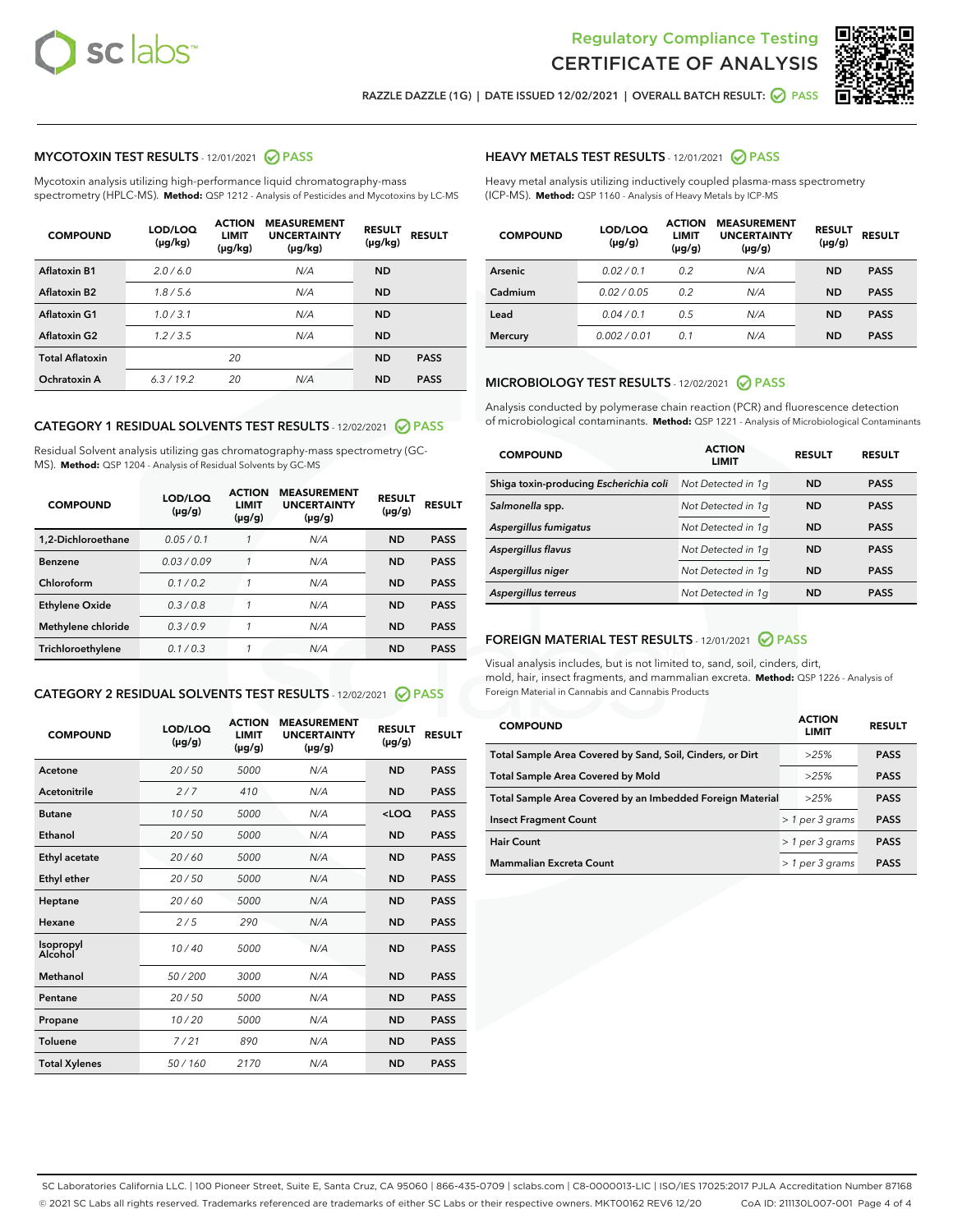Regulatory Compliance Testing
CERTIFICATE OF ANALYSIS

RAZZLE DAZZLE (1G) | DATE ISSUED 12/02/2021 | OVERALL BATCH RESULT: PASS

## MYCOTOXIN TEST RESULTS - 12/01/2021 PASS

Mycotoxin analysis utilizing high-performance liquid chromatography-mass spectrometry (HPLC-MS). **Method:** QSP 1212 - Analysis of Pesticides and Mycotoxins by LC-MS

| COMPOUND | LOD/LOQ (µg/kg) | ACTION LIMIT (µg/kg) | MEASUREMENT UNCERTAINTY (µg/kg) | RESULT (µg/kg) | RESULT |
|---|---|---|---|---|---|
| Aflatoxin B1 | 2.0 / 6.0 | | N/A | ND | |
| Aflatoxin B2 | 1.8 / 5.6 | | N/A | ND | |
| Aflatoxin G1 | 1.0 / 3.1 | | N/A | ND | |
| Aflatoxin G2 | 1.2 / 3.5 | | N/A | ND | |
| Total Aflatoxin | | 20 | | ND | PASS |
| Ochratoxin A | 6.3 / 19.2 | 20 | N/A | ND | PASS |

## CATEGORY 1 RESIDUAL SOLVENTS TEST RESULTS - 12/02/2021 PASS

Residual Solvent analysis utilizing gas chromatography-mass spectrometry (GC-MS). **Method:** QSP 1204 - Analysis of Residual Solvents by GC-MS

| COMPOUND | LOD/LOQ (µg/g) | ACTION LIMIT (µg/g) | MEASUREMENT UNCERTAINTY (µg/g) | RESULT (µg/g) | RESULT |
|---|---|---|---|---|---|
| 1,2-Dichloroethane | 0.05 / 0.1 | 1 | N/A | ND | PASS |
| Benzene | 0.03 / 0.09 | 1 | N/A | ND | PASS |
| Chloroform | 0.1 / 0.2 | 1 | N/A | ND | PASS |
| Ethylene Oxide | 0.3 / 0.8 | 1 | N/A | ND | PASS |
| Methylene chloride | 0.3 / 0.9 | 1 | N/A | ND | PASS |
| Trichloroethylene | 0.1 / 0.3 | 1 | N/A | ND | PASS |

## CATEGORY 2 RESIDUAL SOLVENTS TEST RESULTS - 12/02/2021 PASS

| COMPOUND | LOD/LOQ (µg/g) | ACTION LIMIT (µg/g) | MEASUREMENT UNCERTAINTY (µg/g) | RESULT (µg/g) | RESULT |
|---|---|---|---|---|---|
| Acetone | 20 / 50 | 5000 | N/A | ND | PASS |
| Acetonitrile | 2 / 7 | 410 | N/A | ND | PASS |
| Butane | 10 / 50 | 5000 | N/A | <LOQ | PASS |
| Ethanol | 20 / 50 | 5000 | N/A | ND | PASS |
| Ethyl acetate | 20 / 60 | 5000 | N/A | ND | PASS |
| Ethyl ether | 20 / 50 | 5000 | N/A | ND | PASS |
| Heptane | 20 / 60 | 5000 | N/A | ND | PASS |
| Hexane | 2 / 5 | 290 | N/A | ND | PASS |
| Isopropyl Alcohol | 10 / 40 | 5000 | N/A | ND | PASS |
| Methanol | 50 / 200 | 3000 | N/A | ND | PASS |
| Pentane | 20 / 50 | 5000 | N/A | ND | PASS |
| Propane | 10 / 20 | 5000 | N/A | ND | PASS |
| Toluene | 7 / 21 | 890 | N/A | ND | PASS |
| Total Xylenes | 50 / 160 | 2170 | N/A | ND | PASS |

## HEAVY METALS TEST RESULTS - 12/01/2021 PASS

Heavy metal analysis utilizing inductively coupled plasma-mass spectrometry (ICP-MS). **Method:** QSP 1160 - Analysis of Heavy Metals by ICP-MS

| COMPOUND | LOD/LOQ (µg/g) | ACTION LIMIT (µg/g) | MEASUREMENT UNCERTAINTY (µg/g) | RESULT (µg/g) | RESULT |
|---|---|---|---|---|---|
| Arsenic | 0.02 / 0.1 | 0.2 | N/A | ND | PASS |
| Cadmium | 0.02 / 0.05 | 0.2 | N/A | ND | PASS |
| Lead | 0.04 / 0.1 | 0.5 | N/A | ND | PASS |
| Mercury | 0.002 / 0.01 | 0.1 | N/A | ND | PASS |

## MICROBIOLOGY TEST RESULTS - 12/02/2021 PASS

Analysis conducted by polymerase chain reaction (PCR) and fluorescence detection of microbiological contaminants. **Method:** QSP 1221 - Analysis of Microbiological Contaminants

| COMPOUND | ACTION LIMIT | RESULT | RESULT |
|---|---|---|---|
| Shiga toxin-producing *Escherichia coli* | Not Detected in 1g | ND | PASS |
| *Salmonella* spp. | Not Detected in 1g | ND | PASS |
| *Aspergillus fumigatus* | Not Detected in 1g | ND | PASS |
| *Aspergillus flavus* | Not Detected in 1g | ND | PASS |
| *Aspergillus niger* | Not Detected in 1g | ND | PASS |
| *Aspergillus terreus* | Not Detected in 1g | ND | PASS |

## FOREIGN MATERIAL TEST RESULTS - 12/01/2021 PASS

Visual analysis includes, but is not limited to, sand, soil, cinders, dirt, mold, hair, insect fragments, and mammalian excreta. **Method:** QSP 1226 - Analysis of Foreign Material in Cannabis and Cannabis Products

| COMPOUND | ACTION LIMIT | RESULT |
|---|---|---|
| Total Sample Area Covered by Sand, Soil, Cinders, or Dirt | >25% | PASS |
| Total Sample Area Covered by Mold | >25% | PASS |
| Total Sample Area Covered by an Imbedded Foreign Material | >25% | PASS |
| Insect Fragment Count | > 1 per 3 grams | PASS |
| Hair Count | > 1 per 3 grams | PASS |
| Mammalian Excreta Count | > 1 per 3 grams | PASS |

SC Laboratories California LLC. | 100 Pioneer Street, Suite E, Santa Cruz, CA 95060 | 866-435-0709 | sclabs.com | C8-0000013-LIC | ISO/IES 17025:2017 PJLA Accreditation Number 87168
© 2021 SC Labs all rights reserved. Trademarks referenced are trademarks of either SC Labs or their respective owners. MKT00162 REV6 12/20 CoA ID: 211130L007-001